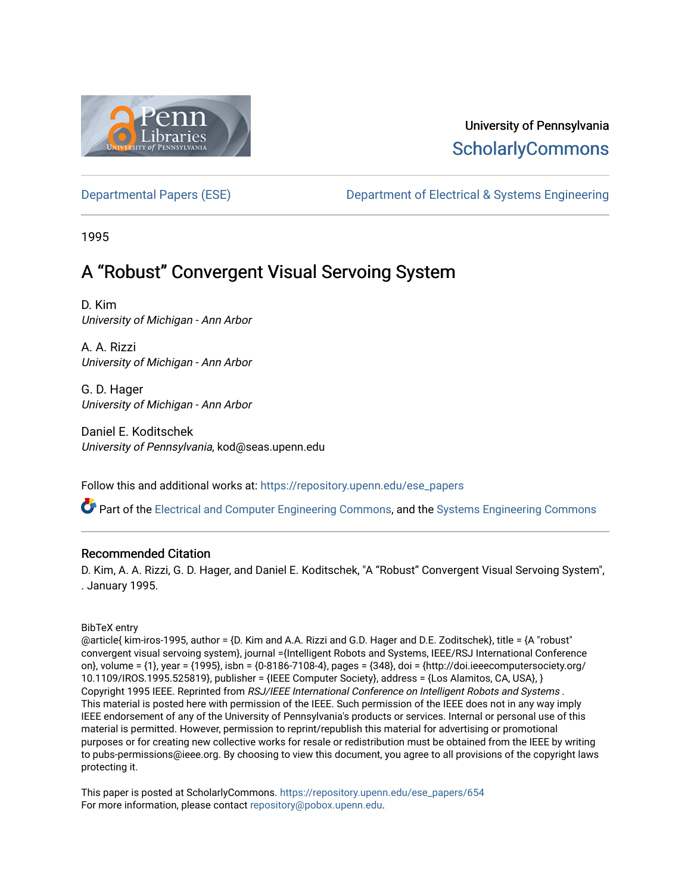University of Pennsylvania
ScholarlyCommons

Departmental Papers (ESE) | Department of Electrical & Systems Engineering

1995

# A “Robust” Convergent Visual Servoing System

D. Kim
*University of Michigan - Ann Arbor*

A. A. Rizzi
*University of Michigan - Ann Arbor*

G. D. Hager
*University of Michigan - Ann Arbor*

Daniel E. Koditschek
*University of Pennsylvania*, kod@seas.upenn.edu

Follow this and additional works at: https://repository.upenn.edu/ese_papers

Part of the Electrical and Computer Engineering Commons, and the Systems Engineering Commons

## Recommended Citation

D. Kim, A. A. Rizzi, G. D. Hager, and Daniel E. Koditschek, "A “Robust” Convergent Visual Servoing System", . January 1995.

BibTeX entry
@article{ kim-iros-1995, author = {D. Kim and A.A. Rizzi and G.D. Hager and D.E. Zoditschek}, title = {A "robust" convergent visual servoing system}, journal ={Intelligent Robots and Systems, IEEE/RSJ International Conference on}, volume = {1}, year = {1995}, isbn = {0-8186-7108-4}, pages = {348}, doi = {http://doi.ieeecomputersociety.org/10.1109/IROS.1995.525819}, publisher = {IEEE Computer Society}, address = {Los Alamitos, CA, USA}, }
Copyright 1995 IEEE. Reprinted from *RSJ/IEEE International Conference on Intelligent Robots and Systems* .
This material is posted here with permission of the IEEE. Such permission of the IEEE does not in any way imply IEEE endorsement of any of the University of Pennsylvania's products or services. Internal or personal use of this material is permitted. However, permission to reprint/republish this material for advertising or promotional purposes or for creating new collective works for resale or redistribution must be obtained from the IEEE by writing to pubs-permissions@ieee.org. By choosing to view this document, you agree to all provisions of the copyright laws protecting it.

This paper is posted at ScholarlyCommons. https://repository.upenn.edu/ese_papers/654
For more information, please contact repository@pobox.upenn.edu.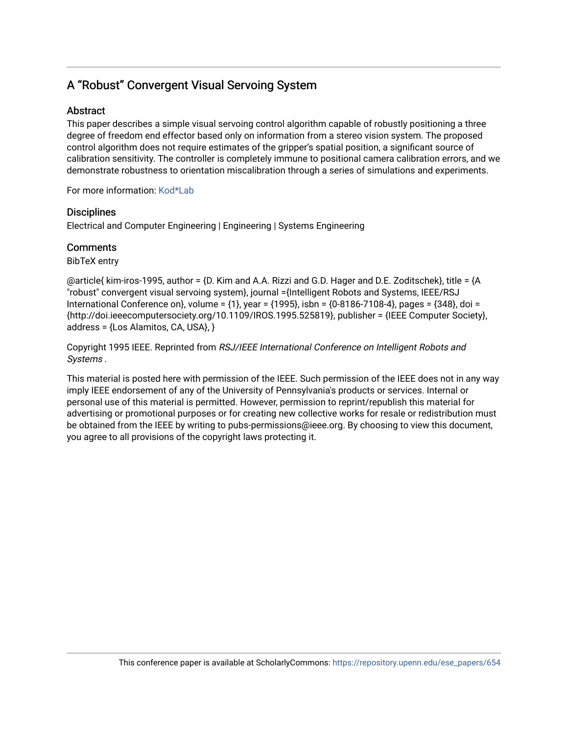# A "Robust" Convergent Visual Servoing System

## Abstract

This paper describes a simple visual servoing control algorithm capable of robustly positioning a three degree of freedom end effector based only on information from a stereo vision system. The proposed control algorithm does not require estimates of the gripper's spatial position, a significant source of calibration sensitivity. The controller is completely immune to positional camera calibration errors, and we demonstrate robustness to orientation miscalibration through a series of simulations and experiments.

For more information: Kod*Lab

## Disciplines

Electrical and Computer Engineering | Engineering | Systems Engineering

## Comments

BibTeX entry

@article{ kim-iros-1995, author = {D. Kim and A.A. Rizzi and G.D. Hager and D.E. Zoditschek}, title = {A "robust" convergent visual servoing system}, journal ={Intelligent Robots and Systems, IEEE/RSJ International Conference on}, volume = {1}, year = {1995}, isbn = {0-8186-7108-4}, pages = {348}, doi = {http://doi.ieeecomputersociety.org/10.1109/IROS.1995.525819}, publisher = {IEEE Computer Society}, address = {Los Alamitos, CA, USA}, }

Copyright 1995 IEEE. Reprinted from *RSJ/IEEE International Conference on Intelligent Robots and Systems* .

This material is posted here with permission of the IEEE. Such permission of the IEEE does not in any way imply IEEE endorsement of any of the University of Pennsylvania's products or services. Internal or personal use of this material is permitted. However, permission to reprint/republish this material for advertising or promotional purposes or for creating new collective works for resale or redistribution must be obtained from the IEEE by writing to pubs-permissions@ieee.org. By choosing to view this document, you agree to all provisions of the copyright laws protecting it.

This conference paper is available at ScholarlyCommons: https://repository.upenn.edu/ese_papers/654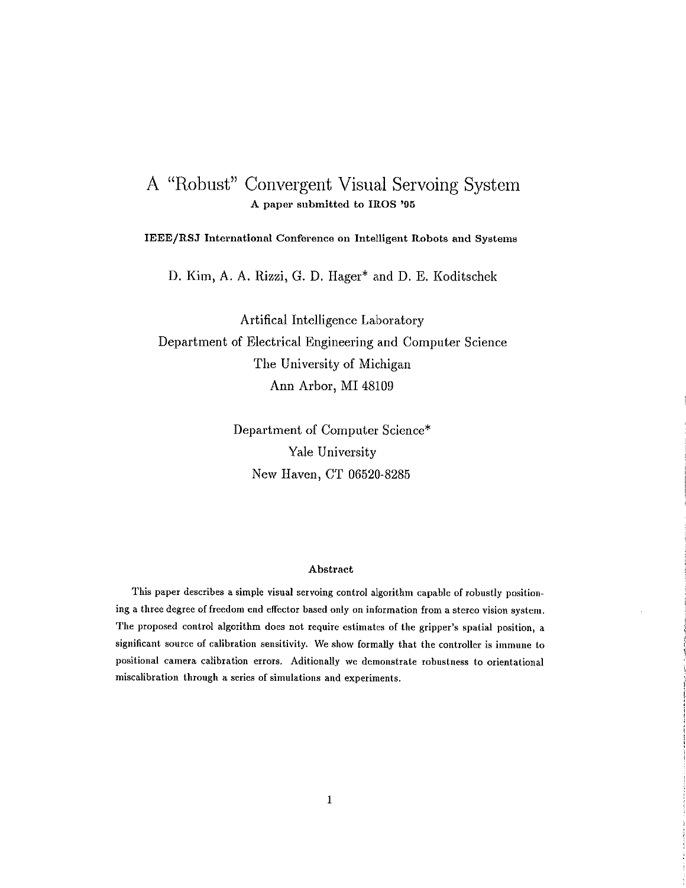# A "Robust" Convergent Visual Servoing System

**A paper submitted to IROS '95**

**IEEE/RSJ International Conference on Intelligent Robots and Systems**

D. Kim, A. A. Rizzi, G. D. Hager* and D. E. Koditschek

Artifical Intelligence Laboratory
Department of Electrical Engineering and Computer Science
The University of Michigan
Ann Arbor, MI 48109

Department of Computer Science*
Yale University
New Haven, CT 06520-8285

### Abstract

This paper describes a simple visual servoing control algorithm capable of robustly positioning a three degree of freedom end effector based only on information from a stereo vision system. The proposed control algorithm does not require estimates of the gripper's spatial position, a significant source of calibration sensitivity. We show formally that the controller is immune to positional camera calibration errors. Aditionally we demonstrate robustness to orientational miscalibration through a series of simulations and experiments.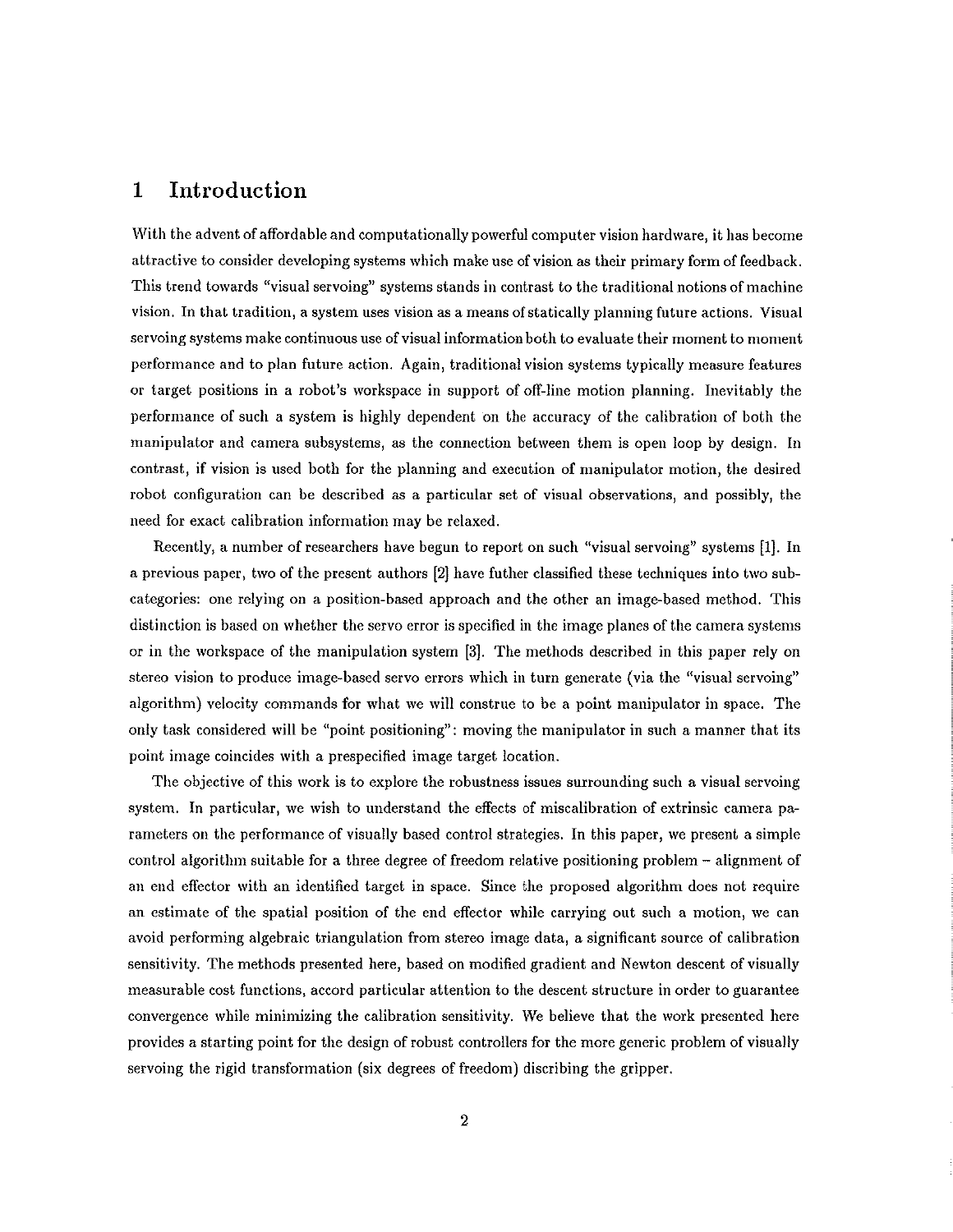# 1 Introduction

With the advent of affordable and computationally powerful computer vision hardware, it has become attractive to consider developing systems which make use of vision as their primary form of feedback. This trend towards "visual servoing" systems stands in contrast to the traditional notions of machine vision. In that tradition, a system uses vision as a means of statically planning future actions. Visual servoing systems make continuous use of visual information both to evaluate their moment to moment performance and to plan future action. Again, traditional vision systems typically measure features or target positions in a robot's workspace in support of off-line motion planning. Inevitably the performance of such a system is highly dependent on the accuracy of the calibration of both the manipulator and camera subsystems, as the connection between them is open loop by design. In contrast, if vision is used both for the planning and execution of manipulator motion, the desired robot configuration can be described as a particular set of visual observations, and possibly, the need for exact calibration information may be relaxed.

Recently, a number of researchers have begun to report on such "visual servoing" systems [1]. In a previous paper, two of the present authors [2] have futher classified these techniques into two subcategories: one relying on a position-based approach and the other an image-based method. This distinction is based on whether the servo error is specified in the image planes of the camera systems or in the workspace of the manipulation system [3]. The methods described in this paper rely on stereo vision to produce image-based servo errors which in turn generate (via the "visual servoing" algorithm) velocity commands for what we will construe to be a point manipulator in space. The only task considered will be "point positioning": moving the manipulator in such a manner that its point image coincides with a prespecified image target location.

The objective of this work is to explore the robustness issues surrounding such a visual servoing system. In particular, we wish to understand the effects of miscalibration of extrinsic camera parameters on the performance of visually based control strategies. In this paper, we present a simple control algorithm suitable for a three degree of freedom relative positioning problem – alignment of an end effector with an identified target in space. Since the proposed algorithm does not require an estimate of the spatial position of the end effector while carrying out such a motion, we can avoid performing algebraic triangulation from stereo image data, a significant source of calibration sensitivity. The methods presented here, based on modified gradient and Newton descent of visually measurable cost functions, accord particular attention to the descent structure in order to guarantee convergence while minimizing the calibration sensitivity. We believe that the work presented here provides a starting point for the design of robust controllers for the more generic problem of visually servoing the rigid transformation (six degrees of freedom) discribing the gripper.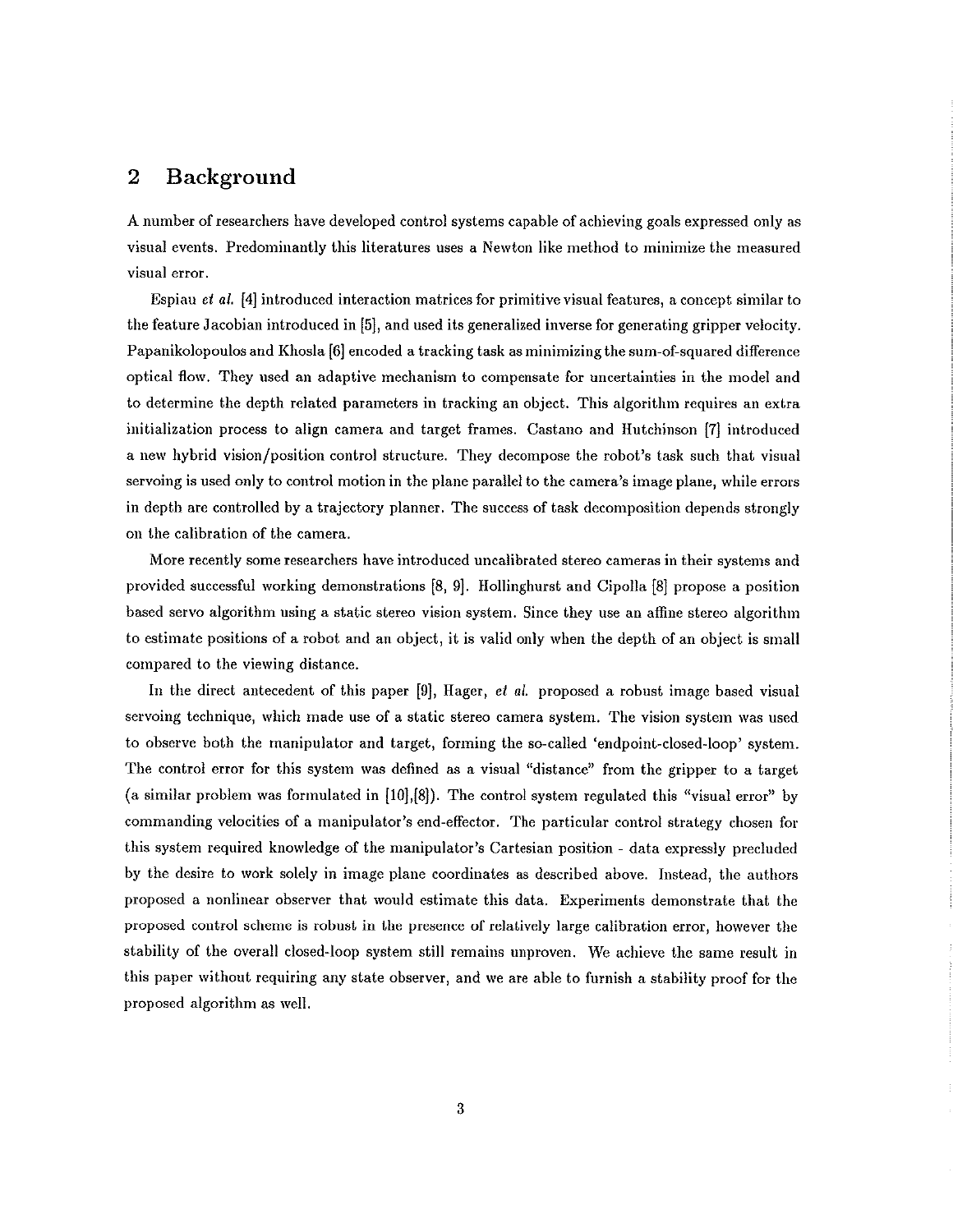## 2 Background

A number of researchers have developed control systems capable of achieving goals expressed only as visual events. Predominantly this literatures uses a Newton like method to minimize the measured visual error.

Espiau *et al.* [4] introduced interaction matrices for primitive visual features, a concept similar to the feature Jacobian introduced in [5], and used its generalized inverse for generating gripper velocity. Papanikolopoulos and Khosla [6] encoded a tracking task as minimizing the sum-of-squared difference optical flow. They used an adaptive mechanism to compensate for uncertainties in the model and to determine the depth related parameters in tracking an object. This algorithm requires an extra initialization process to align camera and target frames. Castano and Hutchinson [7] introduced a new hybrid vision/position control structure. They decompose the robot's task such that visual servoing is used only to control motion in the plane parallel to the camera's image plane, while errors in depth are controlled by a trajectory planner. The success of task decomposition depends strongly on the calibration of the camera.

More recently some researchers have introduced uncalibrated stereo cameras in their systems and provided successful working demonstrations [8, 9]. Hollinghurst and Cipolla [8] propose a position based servo algorithm using a static stereo vision system. Since they use an affine stereo algorithm to estimate positions of a robot and an object, it is valid only when the depth of an object is small compared to the viewing distance.

In the direct antecedent of this paper [9], Hager, *et al.* proposed a robust image based visual servoing technique, which made use of a static stereo camera system. The vision system was used to observe both the manipulator and target, forming the so-called 'endpoint-closed-loop' system. The control error for this system was defined as a visual "distance" from the gripper to a target (a similar problem was formulated in [10],[8]). The control system regulated this "visual error" by commanding velocities of a manipulator's end-effector. The particular control strategy chosen for this system required knowledge of the manipulator's Cartesian position - data expressly precluded by the desire to work solely in image plane coordinates as described above. Instead, the authors proposed a nonlinear observer that would estimate this data. Experiments demonstrate that the proposed control scheme is robust in the presence of relatively large calibration error, however the stability of the overall closed-loop system still remains unproven. We achieve the same result in this paper without requiring any state observer, and we are able to furnish a stability proof for the proposed algorithm as well.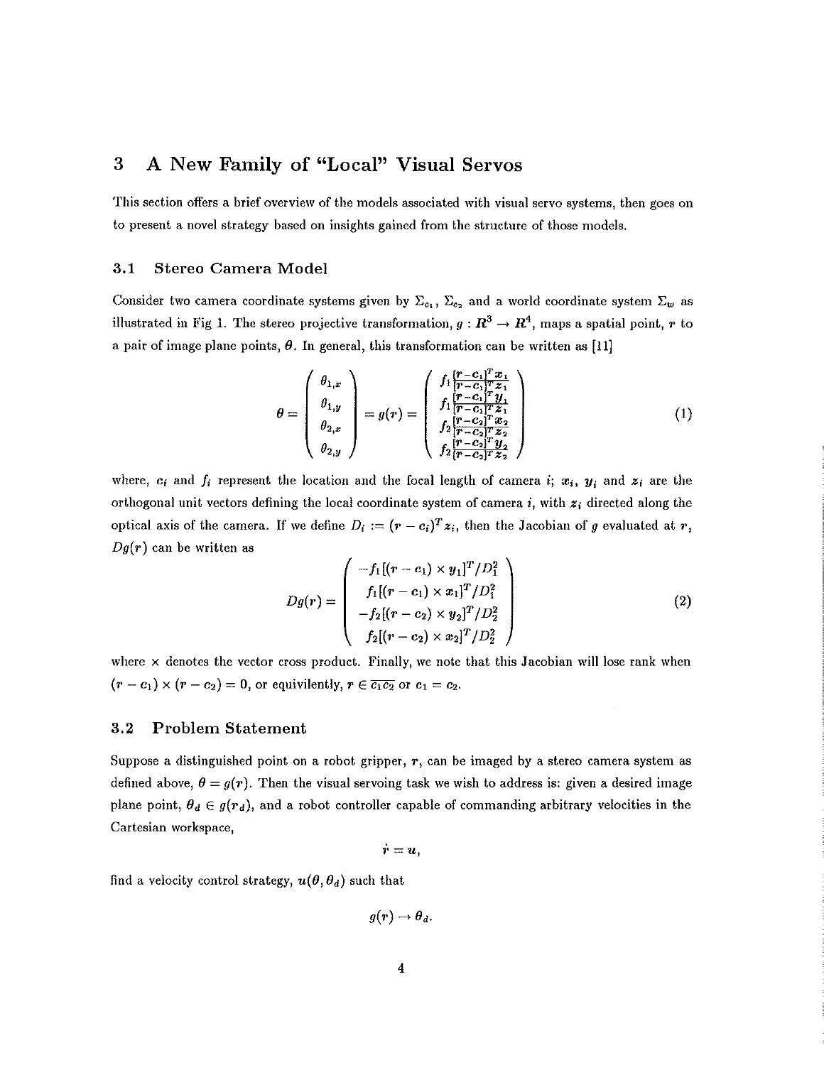# 3 A New Family of "Local" Visual Servos

This section offers a brief overview of the models associated with visual servo systems, then goes on to present a novel strategy based on insights gained from the structure of those models.

## 3.1 Stereo Camera Model

Consider two camera coordinate systems given by $\Sigma_{c_1}$, $\Sigma_{c_2}$ and a world coordinate system $\Sigma_w$ as illustrated in Fig 1. The stereo projective transformation, $g : \mathbf{R}^3 \rightarrow \mathbf{R}^4$, maps a spatial point, $\mathbf{r}$ to a pair of image plane points, $\boldsymbol{\theta}$. In general, this transformation can be written as [11]

$$\boldsymbol{\theta} = \begin{pmatrix} \theta_{1,x} \\ \theta_{1,y} \\ \theta_{2,x} \\ \theta_{2,y} \end{pmatrix} = g(\mathbf{r}) = \begin{pmatrix} f_1 \frac{[\mathbf{r}-\mathbf{c}_1]^T \mathbf{x}_1}{[\mathbf{r}-\mathbf{c}_1]^T \mathbf{z}_1} \\ f_1 \frac{[\mathbf{r}-\mathbf{c}_1]^T \mathbf{y}_1}{[\mathbf{r}-\mathbf{c}_1]^T \mathbf{z}_1} \\ f_2 \frac{[\mathbf{r}-\mathbf{c}_2]^T \mathbf{x}_2}{[\mathbf{r}-\mathbf{c}_2]^T \mathbf{z}_2} \\ f_2 \frac{[\mathbf{r}-\mathbf{c}_2]^T \mathbf{y}_2}{[\mathbf{r}-\mathbf{c}_2]^T \mathbf{z}_2} \end{pmatrix} \tag{1}$$

where, $\mathbf{c}_i$ and $f_i$ represent the location and the focal length of camera $i$; $\mathbf{x}_i$, $\mathbf{y}_i$ and $\mathbf{z}_i$ are the orthogonal unit vectors defining the local coordinate system of camera $i$, with $\mathbf{z}_i$ directed along the optical axis of the camera. If we define $D_i := (\mathbf{r} - \mathbf{c}_i)^T \mathbf{z}_i$, then the Jacobian of $g$ evaluated at $\mathbf{r}$, $Dg(\mathbf{r})$ can be written as

$$Dg(\mathbf{r}) = \begin{pmatrix} -f_1[(\mathbf{r}-\mathbf{c}_1) \times \mathbf{y}_1]^T / D_1^2 \\ f_1[(\mathbf{r}-\mathbf{c}_1) \times \mathbf{x}_1]^T / D_1^2 \\ -f_2[(\mathbf{r}-\mathbf{c}_2) \times \mathbf{y}_2]^T / D_2^2 \\ f_2[(\mathbf{r}-\mathbf{c}_2) \times \mathbf{x}_2]^T / D_2^2 \end{pmatrix} \tag{2}$$

where $\times$ denotes the vector cross product. Finally, we note that this Jacobian will lose rank when $(\mathbf{r} - \mathbf{c}_1) \times (\mathbf{r} - \mathbf{c}_2) = 0$, or equivilently, $\mathbf{r} \in \overline{\mathbf{c}_1\mathbf{c}_2}$ or $\mathbf{c}_1 = \mathbf{c}_2$.

## 3.2 Problem Statement

Suppose a distinguished point on a robot gripper, $\mathbf{r}$, can be imaged by a stereo camera system as defined above, $\boldsymbol{\theta} = g(\mathbf{r})$. Then the visual servoing task we wish to address is: given a desired image plane point, $\boldsymbol{\theta}_d \in g(\mathbf{r}_d)$, and a robot controller capable of commanding arbitrary velocities in the Cartesian workspace,

$$\dot{\mathbf{r}} = \mathbf{u},$$

find a velocity control strategy, $\mathbf{u}(\boldsymbol{\theta}, \boldsymbol{\theta}_d)$ such that

$$g(\mathbf{r}) \rightarrow \boldsymbol{\theta}_d.$$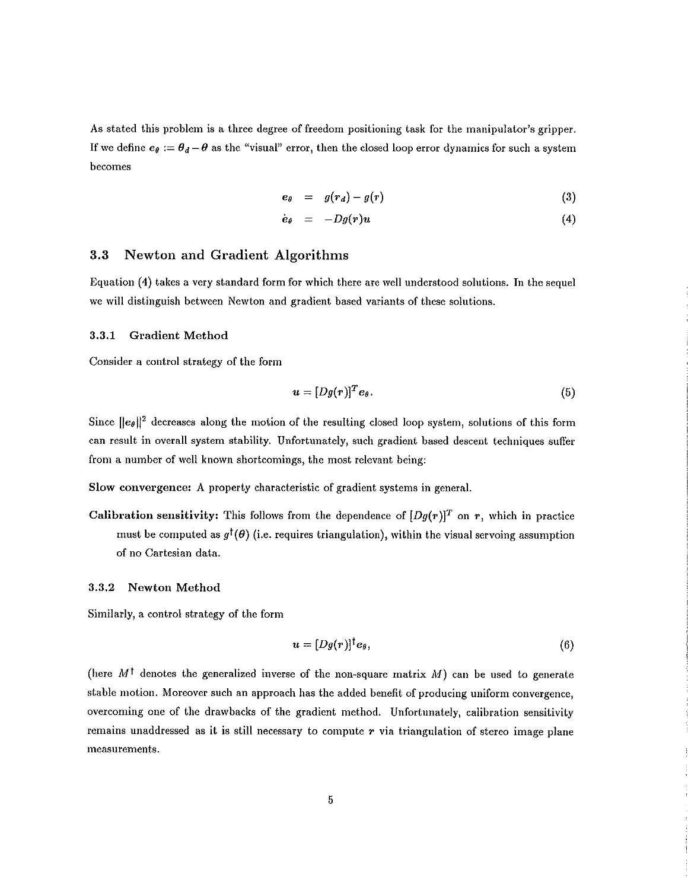As stated this problem is a three degree of freedom positioning task for the manipulator's gripper. If we define $e_\theta := \theta_d - \theta$ as the "visual" error, then the closed loop error dynamics for such a system becomes

$$
\begin{aligned}
e_\theta &= g(r_d) - g(r) && (3) \\
\dot{e}_\theta &= -Dg(r)u && (4)
\end{aligned}
$$

### 3.3 Newton and Gradient Algorithms

Equation (4) takes a very standard form for which there are well understood solutions. In the sequel we will distinguish between Newton and gradient based variants of these solutions.

#### 3.3.1 Gradient Method

Consider a control strategy of the form

$$
u = [Dg(r)]^T e_\theta. \tag{5}
$$

Since $\|e_\theta\|^2$ decreases along the motion of the resulting closed loop system, solutions of this form can result in overall system stability. Unfortunately, such gradient based descent techniques suffer from a number of well known shortcomings, the most relevant being:

**Slow convergence:** A property characteristic of gradient systems in general.

**Calibration sensitivity:** This follows from the dependence of $[Dg(r)]^T$ on $r$, which in practice must be computed as $g^\dagger(\theta)$ (i.e. requires triangulation), within the visual servoing assumption of no Cartesian data.

#### 3.3.2 Newton Method

Similarly, a control strategy of the form

$$
u = [Dg(r)]^\dagger e_\theta, \tag{6}
$$

(here $M^\dagger$ denotes the generalized inverse of the non-square matrix $M$) can be used to generate stable motion. Moreover such an approach has the added benefit of producing uniform convergence, overcoming one of the drawbacks of the gradient method. Unfortunately, calibration sensitivity remains unaddressed as it is still necessary to compute $r$ via triangulation of stereo image plane measurements.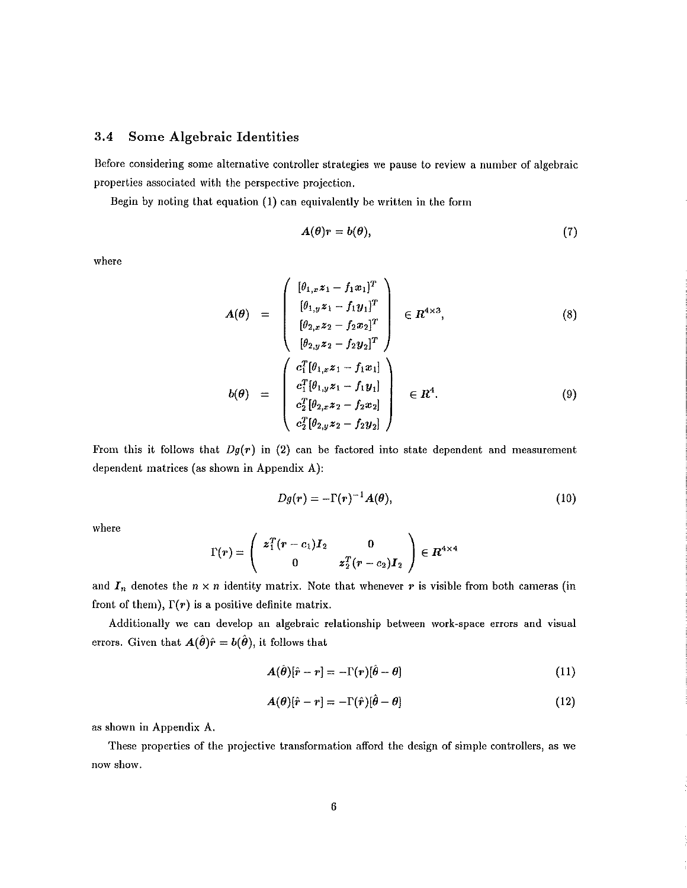### 3.4 Some Algebraic Identities

Before considering some alternative controller strategies we pause to review a number of algebraic properties associated with the perspective projection.

Begin by noting that equation (1) can equivalently be written in the form

$$A(\theta) r = b(\theta), \tag{7}$$

where

$$A(\theta) = \begin{pmatrix} [\theta_{1,x} z_1 - f_1 x_1]^T \\ [\theta_{1,y} z_1 - f_1 y_1]^T \\ [\theta_{2,x} z_2 - f_2 x_2]^T \\ [\theta_{2,y} z_2 - f_2 y_2]^T \end{pmatrix} \in R^{4\times 3}, \tag{8}$$

$$b(\theta) = \begin{pmatrix} c_1^T[\theta_{1,x} z_1 - f_1 x_1] \\ c_1^T[\theta_{1,y} z_1 - f_1 y_1] \\ c_2^T[\theta_{2,x} z_2 - f_2 x_2] \\ c_2^T[\theta_{2,y} z_2 - f_2 y_2] \end{pmatrix} \in R^4. \tag{9}$$

From this it follows that $Dg(r)$ in (2) can be factored into state dependent and measurement dependent matrices (as shown in Appendix A):

$$Dg(r) = -\Gamma(r)^{-1} A(\theta), \tag{10}$$

where

$$\Gamma(r) = \begin{pmatrix} z_1^T(r - c_1) I_2 & 0 \\ 0 & z_2^T(r - c_2) I_2 \end{pmatrix} \in R^{4\times 4}$$

and $I_n$ denotes the $n \times n$ identity matrix. Note that whenever $r$ is visible from both cameras (in front of them), $\Gamma(r)$ is a positive definite matrix.

Additionally we can develop an algebraic relationship between work-space errors and visual errors. Given that $A(\hat{\theta})\hat{r} = b(\hat{\theta})$, it follows that

$$A(\hat{\theta})[\hat{r} - r] = -\Gamma(r)[\hat{\theta} - \theta] \tag{11}$$

$$A(\theta)[\hat{r} - r] = -\Gamma(\hat{r})[\hat{\theta} - \theta] \tag{12}$$

as shown in Appendix A.

These properties of the projective transformation afford the design of simple controllers, as we now show.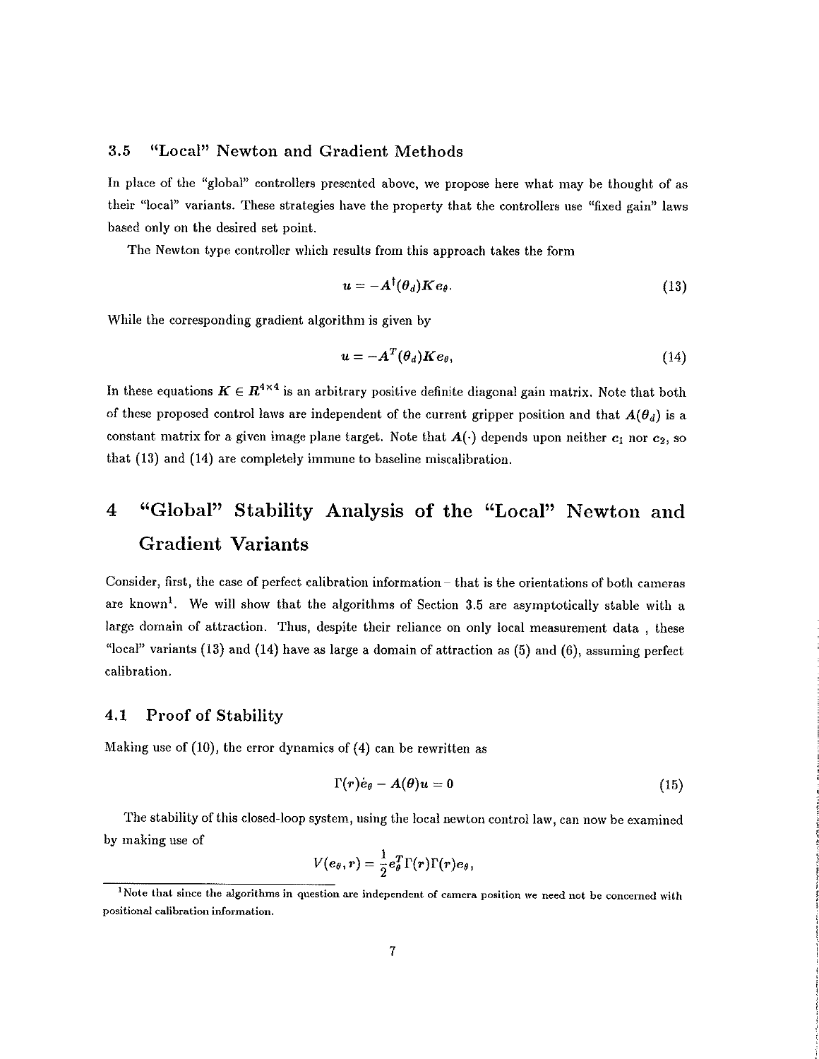### 3.5 "Local" Newton and Gradient Methods

In place of the "global" controllers presented above, we propose here what may be thought of as their "local" variants. These strategies have the property that the controllers use "fixed gain" laws based only on the desired set point.

The Newton type controller which results from this approach takes the form

$$u = -A^{\dagger}(\theta_d)Ke_{\theta}. \tag{13}$$

While the corresponding gradient algorithm is given by

$$u = -A^{T}(\theta_d)Ke_{\theta}, \tag{14}$$

In these equations $K \in R^{4\times4}$ is an arbitrary positive definite diagonal gain matrix. Note that both of these proposed control laws are independent of the current gripper position and that $A(\theta_d)$ is a constant matrix for a given image plane target. Note that $A(\cdot)$ depends upon neither $c_1$ nor $c_2$, so that (13) and (14) are completely immune to baseline miscalibration.

# 4 "Global" Stability Analysis of the "Local" Newton and Gradient Variants

Consider, first, the case of perfect calibration information – that is the orientations of both cameras are known[1]. We will show that the algorithms of Section 3.5 are asymptotically stable with a large domain of attraction. Thus, despite their reliance on only local measurement data , these "local" variants (13) and (14) have as large a domain of attraction as (5) and (6), assuming perfect calibration.

## 4.1 Proof of Stability

Making use of (10), the error dynamics of (4) can be rewritten as

$$\Gamma(r)\dot{e}_{\theta} - A(\theta)u = 0 \tag{15}$$

The stability of this closed-loop system, using the local newton control law, can now be examined by making use of

$$V(e_{\theta}, r) = \frac{1}{2}e_{\theta}^{T}\Gamma(r)\Gamma(r)e_{\theta},$$

[1] Note that since the algorithms in question are independent of camera position we need not be concerned with positional calibration information.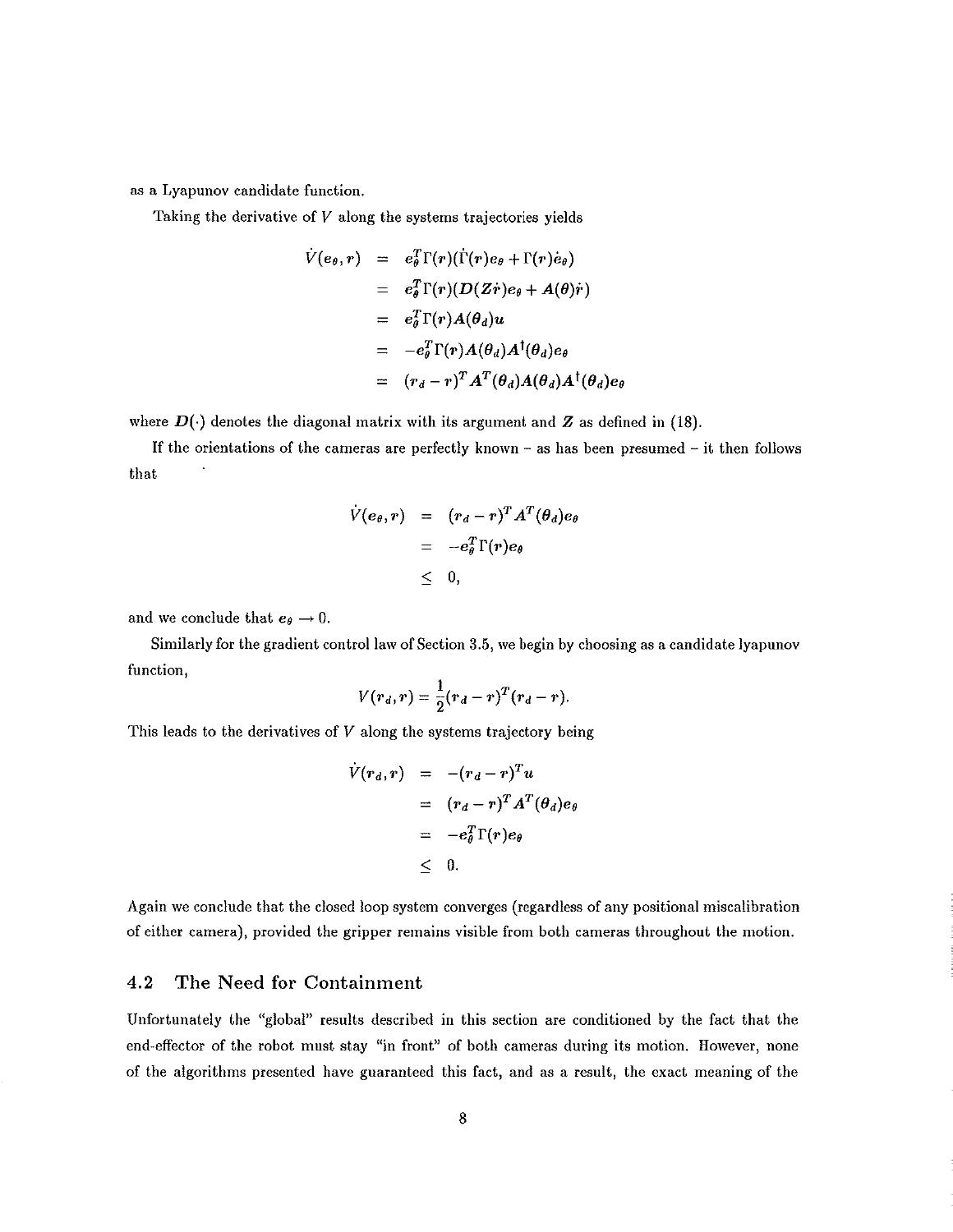as a Lyapunov candidate function.

Taking the derivative of $V$ along the systems trajectories yields

$$
\begin{aligned}
\dot{V}(e_\theta, r) &= e_\theta^T \Gamma(r)(\dot{\Gamma}(r)e_\theta + \Gamma(r)\dot{e}_\theta) \\
&= e_\theta^T \Gamma(r)(D(Z\dot{r})e_\theta + A(\theta)\dot{r}) \\
&= e_\theta^T \Gamma(r) A(\theta_d) u \\
&= -e_\theta^T \Gamma(r) A(\theta_d) A^\dagger(\theta_d) e_\theta \\
&= (r_d - r)^T A^T(\theta_d) A(\theta_d) A^\dagger(\theta_d) e_\theta
\end{aligned}
$$

where $D(\cdot)$ denotes the diagonal matrix with its argument and $Z$ as defined in (18).

If the orientations of the cameras are perfectly known – as has been presumed – it then follows that

$$
\begin{aligned}
\dot{V}(e_\theta, r) &= (r_d - r)^T A^T(\theta_d) e_\theta \\
&= -e_\theta^T \Gamma(r) e_\theta \\
&\leq 0,
\end{aligned}
$$

and we conclude that $e_\theta \to 0$.

Similarly for the gradient control law of Section 3.5, we begin by choosing as a candidate lyapunov function,

$$
V(r_d, r) = \frac{1}{2}(r_d - r)^T (r_d - r).
$$

This leads to the derivatives of $V$ along the systems trajectory being

$$
\begin{aligned}
\dot{V}(r_d, r) &= -(r_d - r)^T u \\
&= (r_d - r)^T A^T(\theta_d) e_\theta \\
&= -e_\theta^T \Gamma(r) e_\theta \\
&\leq 0.
\end{aligned}
$$

Again we conclude that the closed loop system converges (regardless of any positional miscalibration of either camera), provided the gripper remains visible from both cameras throughout the motion.

## 4.2 The Need for Containment

Unfortunately the "global" results described in this section are conditioned by the fact that the end-effector of the robot must stay "in front" of both cameras during its motion. However, none of the algorithms presented have guaranteed this fact, and as a result, the exact meaning of the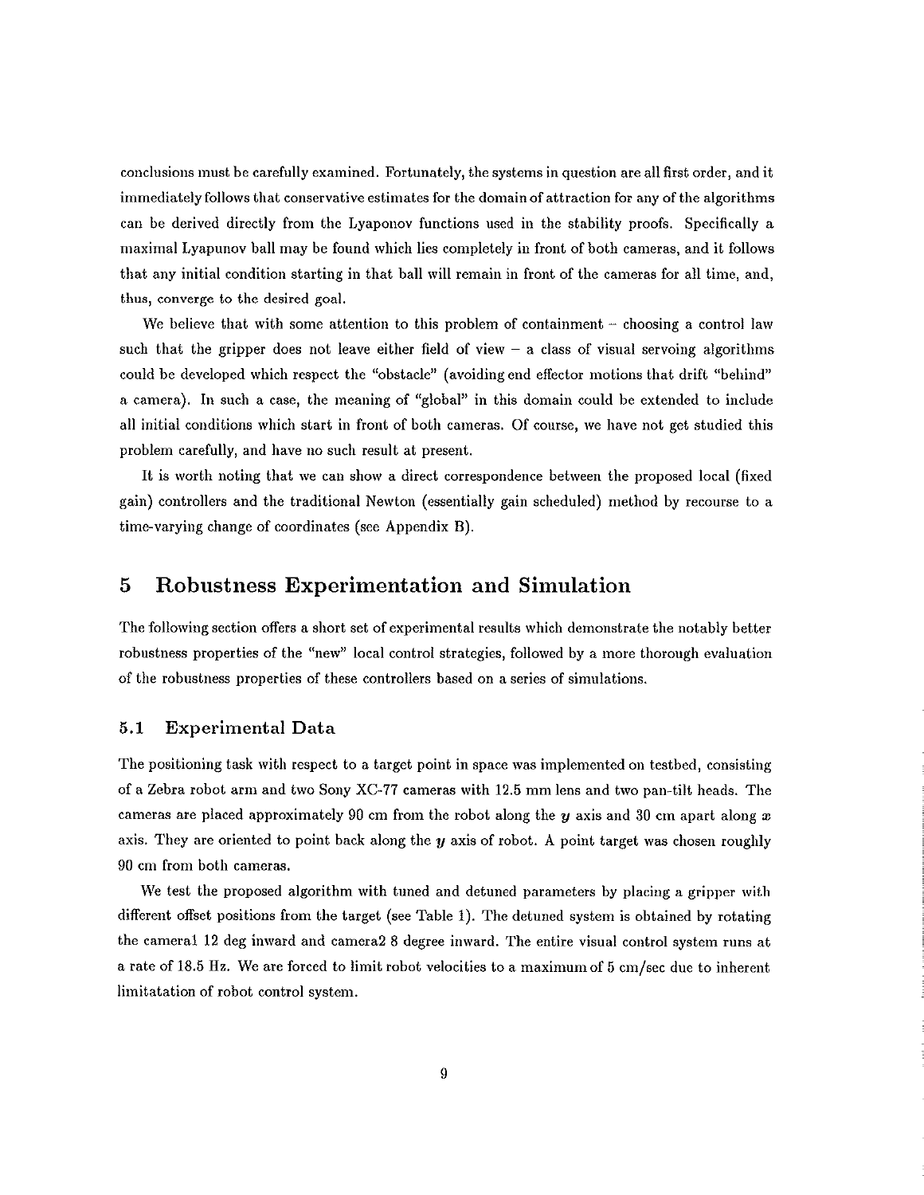conclusions must be carefully examined. Fortunately, the systems in question are all first order, and it immediately follows that conservative estimates for the domain of attraction for any of the algorithms can be derived directly from the Lyaponov functions used in the stability proofs. Specifically a maximal Lyapunov ball may be found which lies completely in front of both cameras, and it follows that any initial condition starting in that ball will remain in front of the cameras for all time, and, thus, converge to the desired goal.

We believe that with some attention to this problem of containment – choosing a control law such that the gripper does not leave either field of view – a class of visual servoing algorithms could be developed which respect the "obstacle" (avoiding end effector motions that drift "behind" a camera). In such a case, the meaning of "global" in this domain could be extended to include all initial conditions which start in front of both cameras. Of course, we have not get studied this problem carefully, and have no such result at present.

It is worth noting that we can show a direct correspondence between the proposed local (fixed gain) controllers and the traditional Newton (essentially gain scheduled) method by recourse to a time-varying change of coordinates (see Appendix B).

# 5 Robustness Experimentation and Simulation

The following section offers a short set of experimental results which demonstrate the notably better robustness properties of the "new" local control strategies, followed by a more thorough evaluation of the robustness properties of these controllers based on a series of simulations.

## 5.1 Experimental Data

The positioning task with respect to a target point in space was implemented on testbed, consisting of a Zebra robot arm and two Sony XC-77 cameras with 12.5 mm lens and two pan-tilt heads. The cameras are placed approximately 90 cm from the robot along the $y$ axis and 30 cm apart along $x$ axis. They are oriented to point back along the $y$ axis of robot. A point target was chosen roughly 90 cm from both cameras.

We test the proposed algorithm with tuned and detuned parameters by placing a gripper with different offset positions from the target (see Table 1). The detuned system is obtained by rotating the camera1 12 deg inward and camera2 8 degree inward. The entire visual control system runs at a rate of 18.5 Hz. We are forced to limit robot velocities to a maximum of 5 cm/sec due to inherent limitatation of robot control system.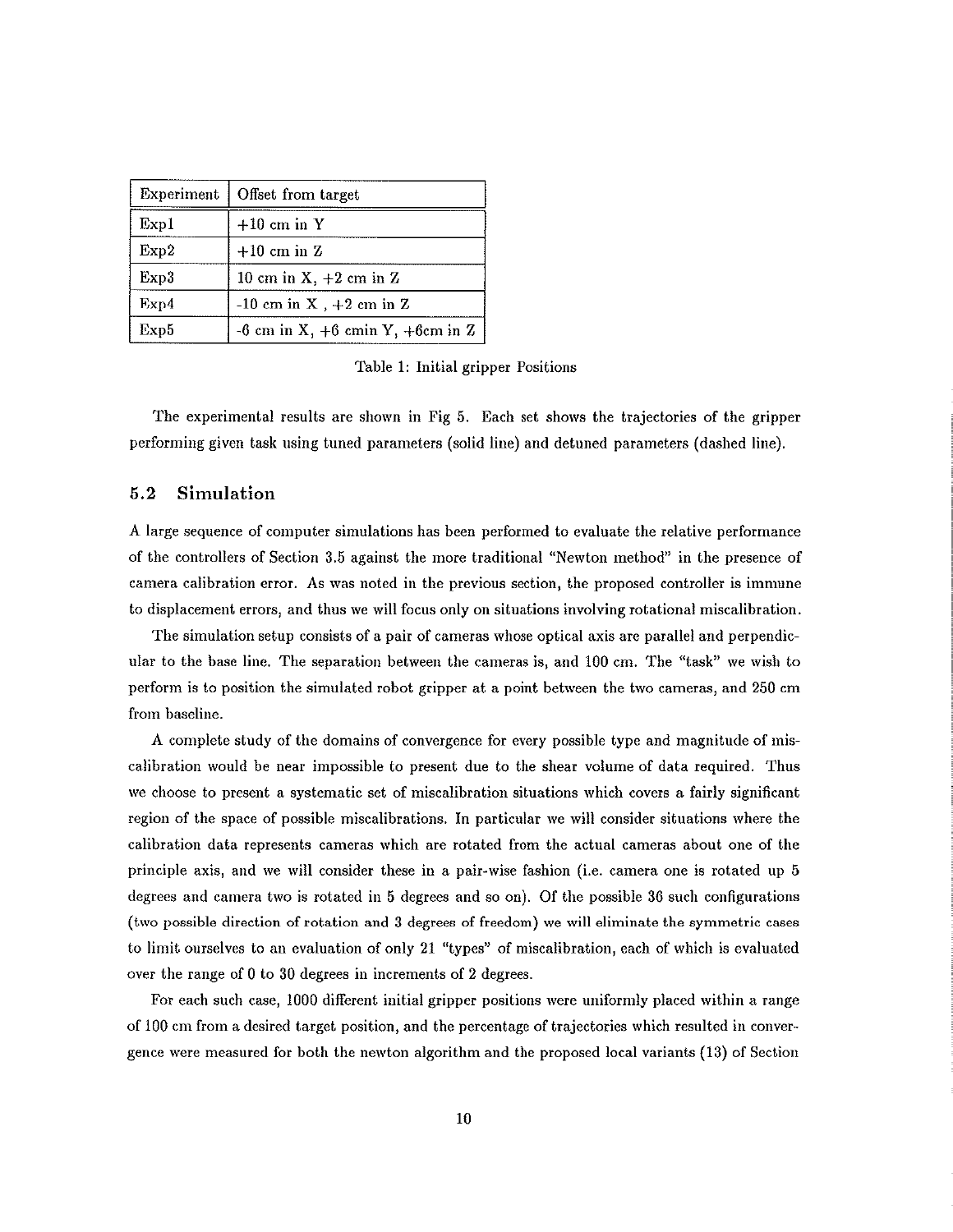| Experiment | Offset from target |
|---|---|
| Exp1 | +10 cm in Y |
| Exp2 | +10 cm in Z |
| Exp3 | 10 cm in X, +2 cm in Z |
| Exp4 | -10 cm in X , +2 cm in Z |
| Exp5 | -6 cm in X, +6 cmin Y, +6cm in Z |

Table 1: Initial gripper Positions

The experimental results are shown in Fig 5. Each set shows the trajectories of the gripper performing given task using tuned parameters (solid line) and detuned parameters (dashed line).

## 5.2 Simulation

A large sequence of computer simulations has been performed to evaluate the relative performance of the controllers of Section 3.5 against the more traditional "Newton method" in the presence of camera calibration error. As was noted in the previous section, the proposed controller is immune to displacement errors, and thus we will focus only on situations involving rotational miscalibration.

The simulation setup consists of a pair of cameras whose optical axis are parallel and perpendicular to the base line. The separation between the cameras is, and 100 cm. The "task" we wish to perform is to position the simulated robot gripper at a point between the two cameras, and 250 cm from baseline.

A complete study of the domains of convergence for every possible type and magnitude of miscalibration would be near impossible to present due to the shear volume of data required. Thus we choose to present a systematic set of miscalibration situations which covers a fairly significant region of the space of possible miscalibrations. In particular we will consider situations where the calibration data represents cameras which are rotated from the actual cameras about one of the principle axis, and we will consider these in a pair-wise fashion (i.e. camera one is rotated up 5 degrees and camera two is rotated in 5 degrees and so on). Of the possible 36 such configurations (two possible direction of rotation and 3 degrees of freedom) we will eliminate the symmetric cases to limit ourselves to an evaluation of only 21 "types" of miscalibration, each of which is evaluated over the range of 0 to 30 degrees in increments of 2 degrees.

For each such case, 1000 different initial gripper positions were uniformly placed within a range of 100 cm from a desired target position, and the percentage of trajectories which resulted in convergence were measured for both the newton algorithm and the proposed local variants (13) of Section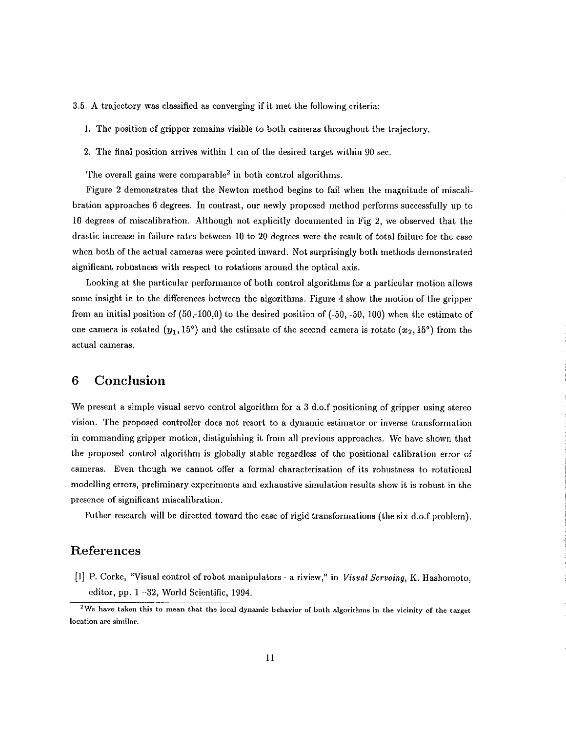3.5. A trajectory was classified as converging if it met the following criteria:

1. The position of gripper remains visible to both cameras throughout the trajectory.
2. The final position arrives within 1 cm of the desired target within 90 sec.

The overall gains were comparable[2] in both control algorithms.

Figure 2 demonstrates that the Newton method begins to fail when the magnitude of miscalibration approaches 6 degrees. In contrast, our newly proposed method performs successfully up to 10 degrees of miscalibration. Although not explicitly documented in Fig 2, we observed that the drastic increase in failure rates between 10 to 20 degrees were the result of total failure for the case when both of the actual cameras were pointed inward. Not surprisingly both methods demonstrated significant robustness with respect to rotations around the optical axis.

Looking at the particular performance of both control algorithms for a particular motion allows some insight in to the differences between the algorithms. Figure 4 show the motion of the gripper from an initial position of (50,-100,0) to the desired position of (-50, -50, 100) when the estimate of one camera is rotated $(y_1, 15°)$ and the estimate of the second camera is rotate $(x_2, 15°)$ from the actual cameras.

# 6 Conclusion

We present a simple visual servo control algorithm for a 3 d.o.f positioning of gripper using stereo vision. The proposed controller does not resort to a dynamic estimator or inverse transformation in commanding gripper motion, distiguishing it from all previous approaches. We have shown that the proposed control algorithm is globally stable regardless of the positional calibration error of cameras. Even though we cannot offer a formal characterization of its robustness to rotational modelling errors, preliminary experiments and exhaustive simulation results show it is robust in the presence of significant miscalibration.

Futher research will be directed toward the case of rigid transformations (the six d.o.f problem).

# References

[1] P. Corke, "Visual control of robot manipulators - a riview," in *Visual Servoing*, K. Hashomoto, editor, pp. 1 -32, World Scientific, 1994.

[2] We have taken this to mean that the local dynamic behavior of both algorithms in the vicinity of the target location are similar.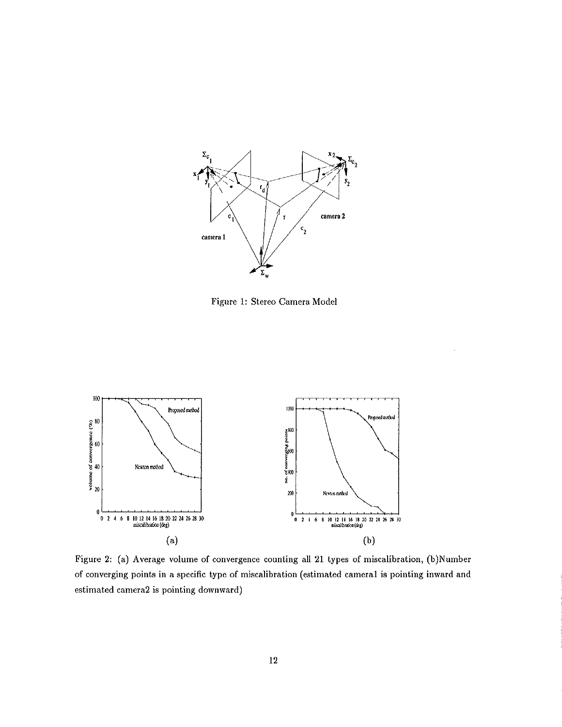Figure 1: Stereo Camera Model

Figure 2: (a) Average volume of convergence counting all 21 types of miscalibration, (b)Number of converging points in a specific type of miscalibration (estimated camera1 is pointing inward and estimated camera2 is pointing downward)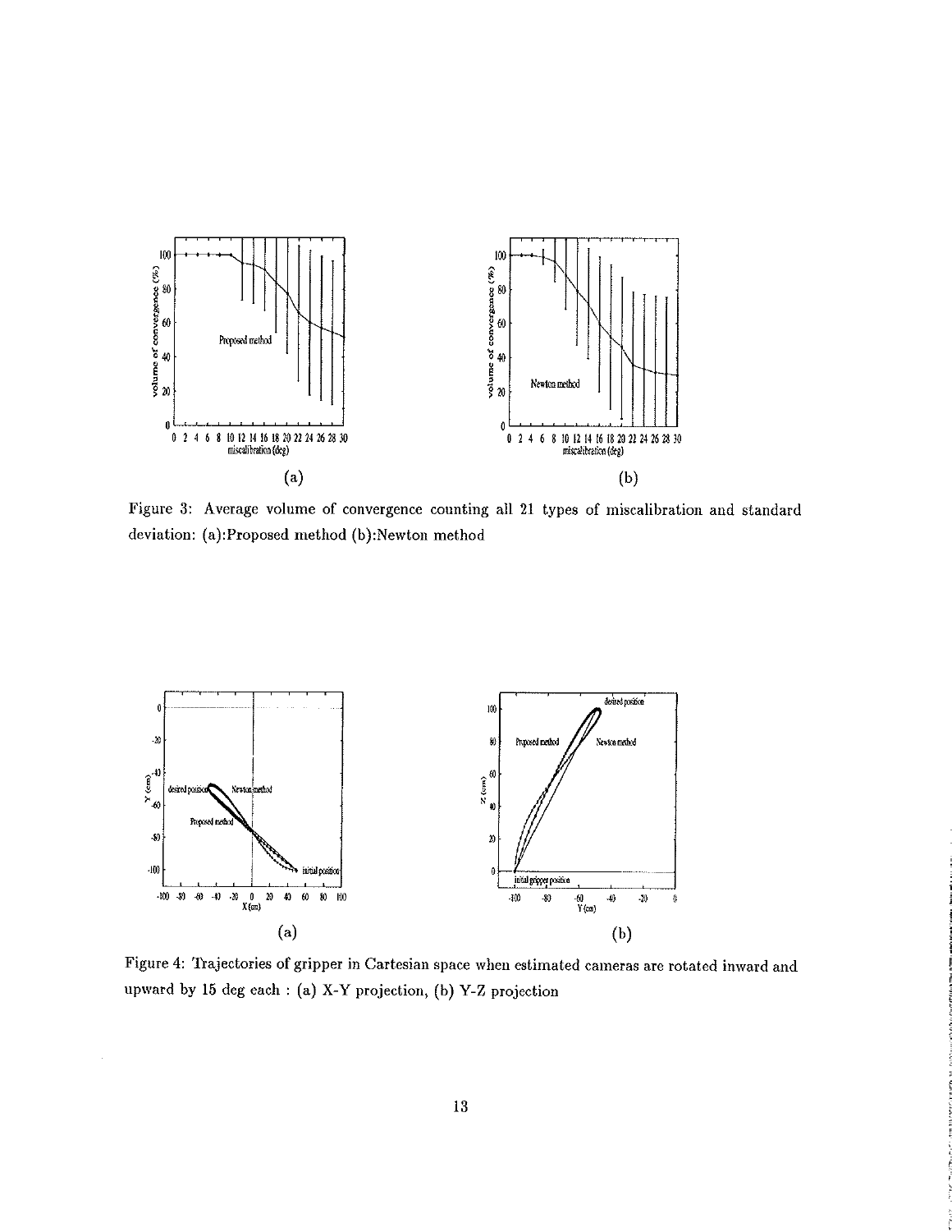Figure 3: Average volume of convergence counting all 21 types of miscalibration and standard deviation: (a):Proposed method (b):Newton method

Figure 4: Trajectories of gripper in Cartesian space when estimated cameras are rotated inward and upward by 15 deg each : (a) X-Y projection, (b) Y-Z projection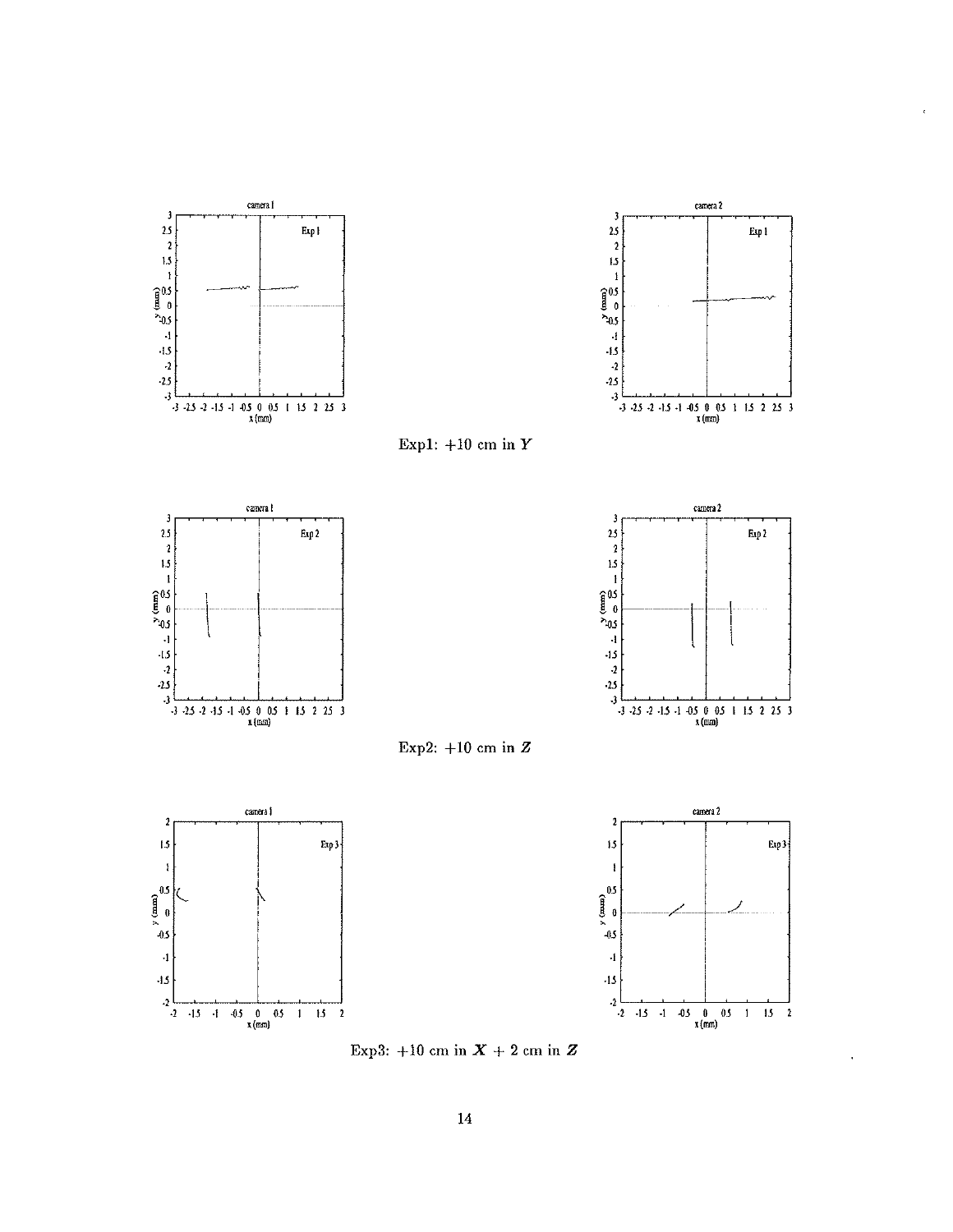Exp1: +10 cm in $\boldsymbol{Y}$

Exp2: +10 cm in $\boldsymbol{Z}$

Exp3: +10 cm in $\boldsymbol{X}$ + 2 cm in $\boldsymbol{Z}$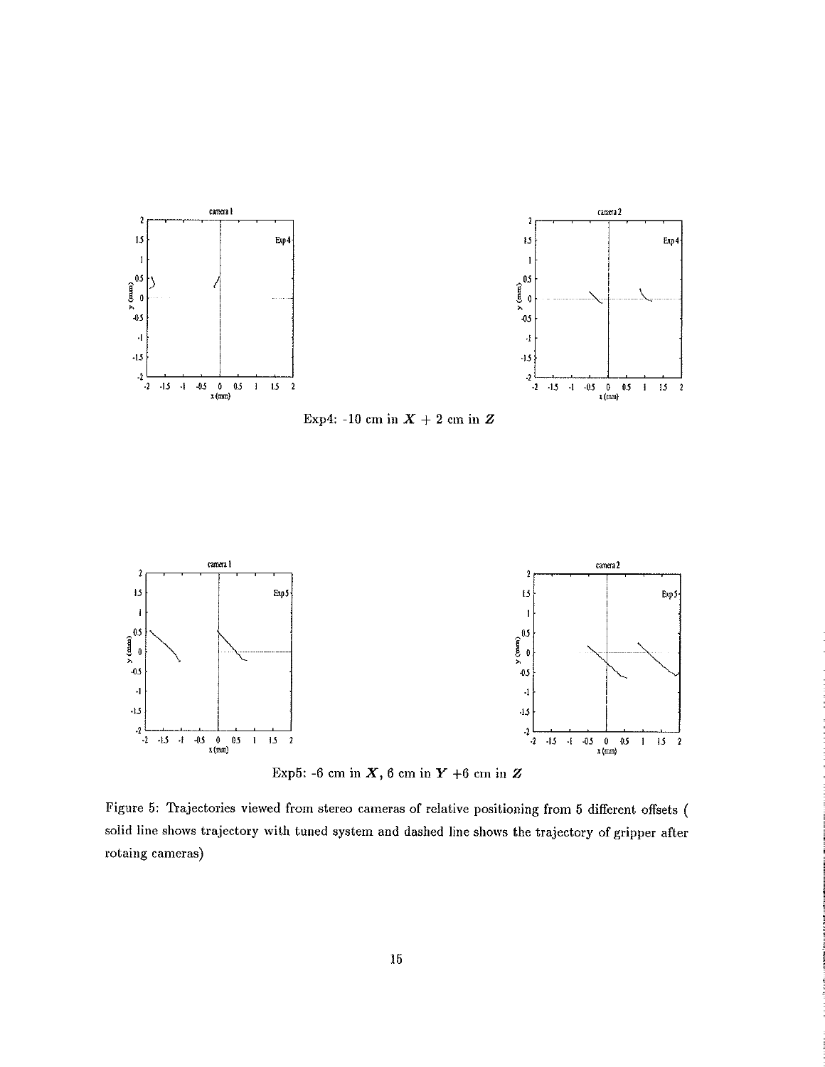Exp4: -10 cm in $X$ + 2 cm in $Z$

Exp5: -6 cm in $X$, 6 cm in $Y$ +6 cm in $Z$

Figure 5: Trajectories viewed from stereo cameras of relative positioning from 5 different offsets ( solid line shows trajectory with tuned system and dashed line shows the trajectory of gripper after rotaing cameras)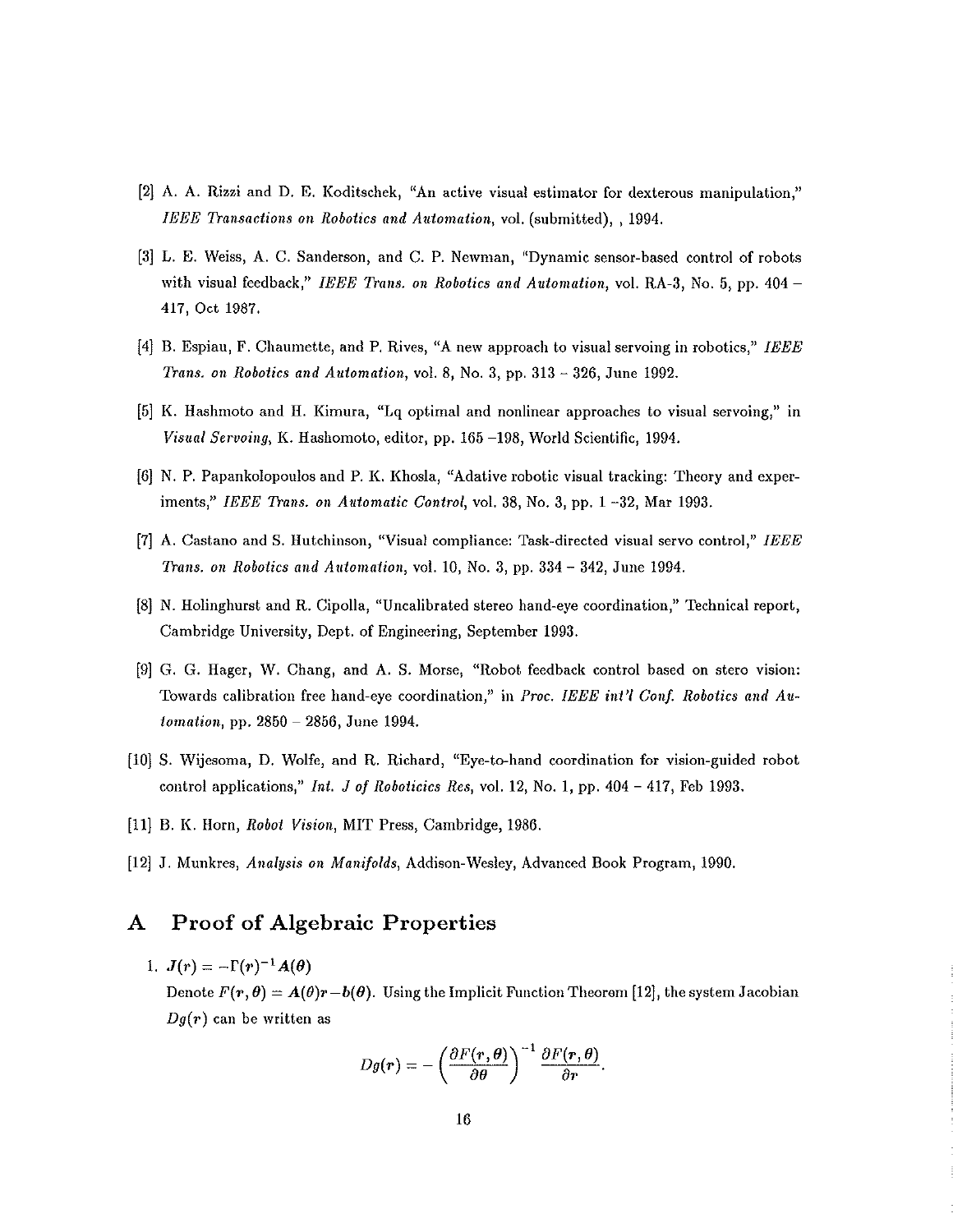[2] A. A. Rizzi and D. E. Koditschek, "An active visual estimator for dexterous manipulation," *IEEE Transactions on Robotics and Automation*, vol. (submitted), , 1994.

[3] L. E. Weiss, A. C. Sanderson, and C. P. Newman, "Dynamic sensor-based control of robots with visual feedback," *IEEE Trans. on Robotics and Automation*, vol. RA-3, No. 5, pp. 404 – 417, Oct 1987.

[4] B. Espiau, F. Chaumette, and P. Rives, "A new approach to visual servoing in robotics," *IEEE Trans. on Robotics and Automation*, vol. 8, No. 3, pp. 313 – 326, June 1992.

[5] K. Hashmoto and H. Kimura, "Lq optimal and nonlinear approaches to visual servoing," in *Visual Servoing*, K. Hashomoto, editor, pp. 165 –198, World Scientific, 1994.

[6] N. P. Papankolopoulos and P. K. Khosla, "Adative robotic visual tracking: Theory and experiments," *IEEE Trans. on Automatic Control*, vol. 38, No. 3, pp. 1 –32, Mar 1993.

[7] A. Castano and S. Hutchinson, "Visual compliance: Task-directed visual servo control," *IEEE Trans. on Robotics and Automation*, vol. 10, No. 3, pp. 334 – 342, June 1994.

[8] N. Holinghurst and R. Cipolla, "Uncalibrated stereo hand-eye coordination," Technical report, Cambridge University, Dept. of Engineering, September 1993.

[9] G. G. Hager, W. Chang, and A. S. Morse, "Robot feedback control based on stero vision: Towards calibration free hand-eye coordination," in *Proc. IEEE int'l Conf. Robotics and Automation*, pp. 2850 – 2856, June 1994.

[10] S. Wijesoma, D. Wolfe, and R. Richard, "Eye-to-hand coordination for vision-guided robot control applications," *Int. J of Roboticics Res*, vol. 12, No. 1, pp. 404 – 417, Feb 1993.

[11] B. K. Horn, *Robot Vision*, MIT Press, Cambridge, 1986.

[12] J. Munkres, *Analysis on Manifolds*, Addison-Wesley, Advanced Book Program, 1990.

# A Proof of Algebraic Properties

1. $J(r) = -\Gamma(r)^{-1} A(\theta)$

   Denote $F(r, \theta) = A(\theta) r - b(\theta)$. Using the Implicit Function Theorem [12], the system Jacobian $Dg(r)$ can be written as

$$Dg(r) = -\left(\frac{\partial F(r,\theta)}{\partial \theta}\right)^{-1} \frac{\partial F(r,\theta)}{\partial r}.$$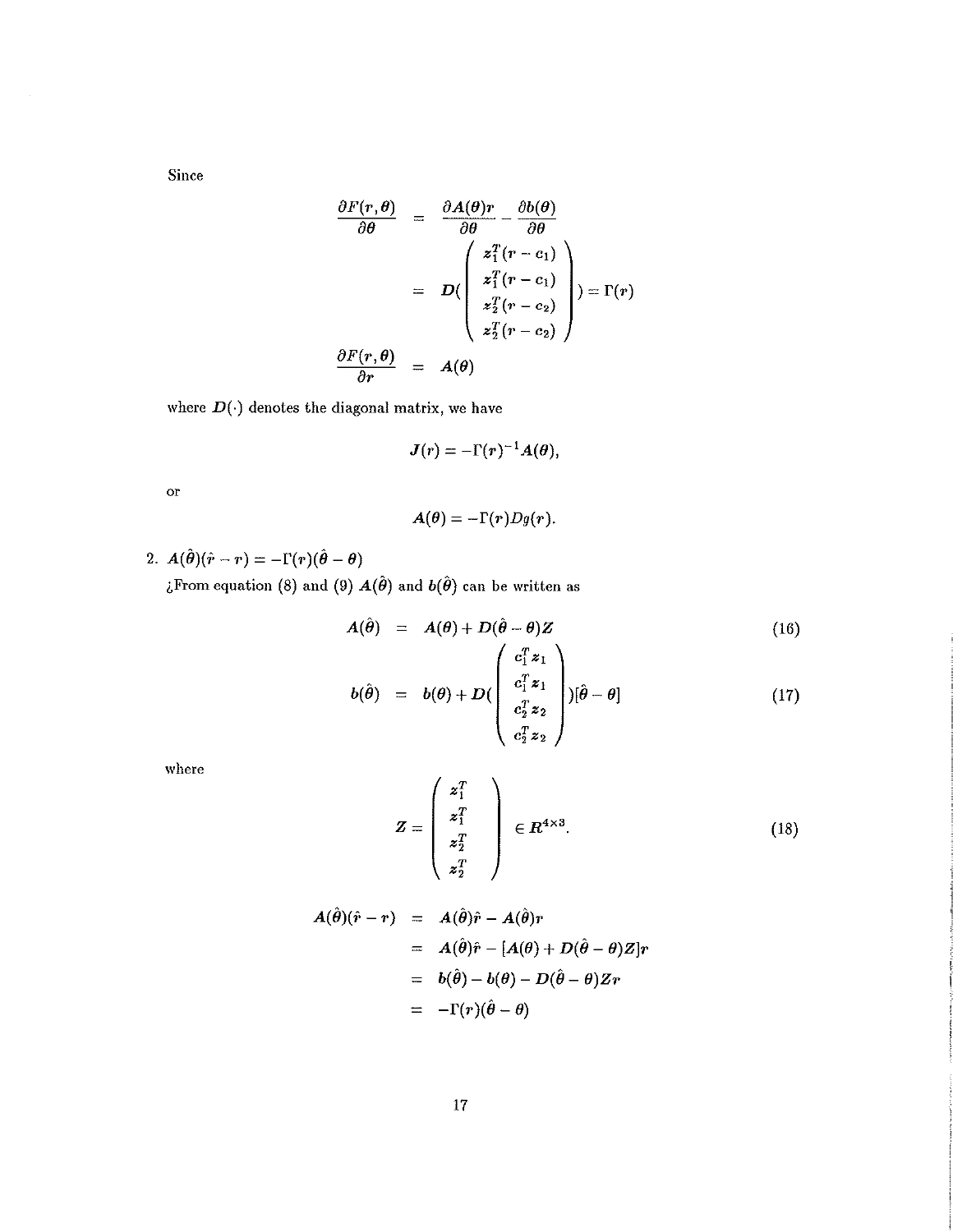Since

$$
\begin{aligned}
\frac{\partial F(r,\theta)}{\partial \theta} &= \frac{\partial A(\theta) r}{\partial \theta} - \frac{\partial b(\theta)}{\partial \theta} \\
&= D(\begin{pmatrix} z_1^T(r-c_1) \\ z_1^T(r-c_1) \\ z_2^T(r-c_2) \\ z_2^T(r-c_2) \end{pmatrix}) = \Gamma(r) \\
\frac{\partial F(r,\theta)}{\partial r} &= A(\theta)
\end{aligned}
$$

where $D(\cdot)$ denotes the diagonal matrix, we have

$$
J(r) = -\Gamma(r)^{-1} A(\theta),
$$

or

$$
A(\theta) = -\Gamma(r) Dg(r).
$$

2. $A(\hat{\theta})(\hat{r} - r) = -\Gamma(r)(\hat{\theta} - \theta)$

¿From equation (8) and (9) $A(\hat{\theta})$ and $b(\hat{\theta})$ can be written as

$$
A(\hat{\theta}) = A(\theta) + D(\hat{\theta} - \theta) Z \tag{16}
$$

$$
b(\hat{\theta}) = b(\theta) + D(\begin{pmatrix} c_1^T z_1 \\ c_1^T z_1 \\ c_2^T z_2 \\ c_2^T z_2 \end{pmatrix})[\hat{\theta} - \theta] \tag{17}
$$

where

$$
Z = \begin{pmatrix} z_1^T \\ z_1^T \\ z_2^T \\ z_2^T \end{pmatrix} \in R^{4 \times 3}. \tag{18}
$$

$$
\begin{aligned}
A(\hat{\theta})(\hat{r} - r) &= A(\hat{\theta})\hat{r} - A(\hat{\theta}) r \\
&= A(\hat{\theta})\hat{r} - [A(\theta) + D(\hat{\theta} - \theta) Z] r \\
&= b(\hat{\theta}) - b(\theta) - D(\hat{\theta} - \theta) Z r \\
&= -\Gamma(r)(\hat{\theta} - \theta)
\end{aligned}
$$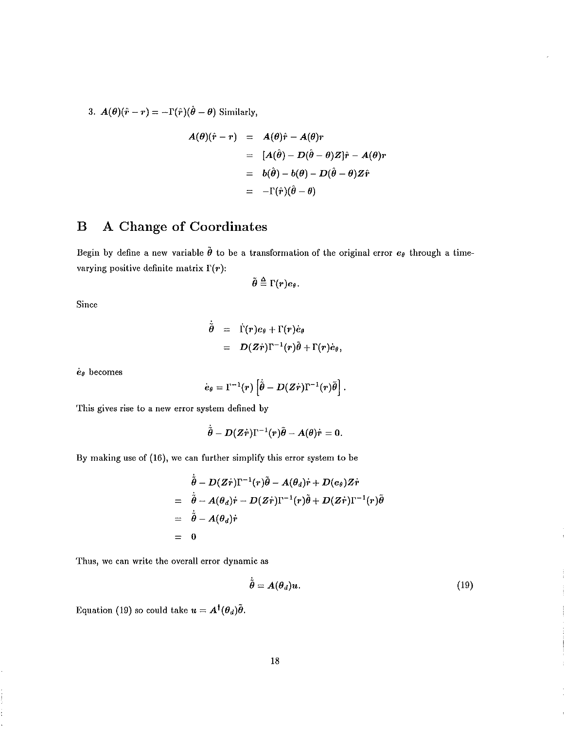3. $A(\theta)(\hat{r} - r) = -\Gamma(\hat{r})(\hat{\theta} - \theta)$ Similarly,

$$
\begin{aligned}
A(\theta)(\hat{r} - r) &= A(\theta)\hat{r} - A(\theta)r \\
&= [A(\hat{\theta}) - D(\hat{\theta} - \theta)Z]\hat{r} - A(\theta)r \\
&= b(\hat{\theta}) - b(\theta) - D(\hat{\theta} - \theta)Z\hat{r} \\
&= -\Gamma(\hat{r})(\hat{\theta} - \theta)
\end{aligned}
$$

# B A Change of Coordinates

Begin by define a new variable $\tilde{\theta}$ to be a transformation of the original error $e_\theta$ through a time-varying positive definite matrix $\Gamma(r)$:

$$\tilde{\theta} \triangleq \Gamma(r)e_\theta.$$

Since

$$
\begin{aligned}
\dot{\tilde{\theta}} &= \dot{\Gamma}(r)e_\theta + \Gamma(r)\dot{e}_\theta \\
&= D(Z\dot{r})\Gamma^{-1}(r)\tilde{\theta} + \Gamma(r)\dot{e}_\theta,
\end{aligned}
$$

$\dot{e}_\theta$ becomes

$$\dot{e}_\theta = \Gamma^{-1}(r)\left[\dot{\tilde{\theta}} - D(Z\dot{r})\Gamma^{-1}(r)\tilde{\theta}\right].$$

This gives rise to a new error system defined by

$$\dot{\tilde{\theta}} - D(Z\dot{r})\Gamma^{-1}(r)\tilde{\theta} - A(\theta)\dot{r} = 0.$$

By making use of (16), we can further simplify this error system to be

$$
\begin{aligned}
& \dot{\tilde{\theta}} - D(Z\dot{r})\Gamma^{-1}(r)\tilde{\theta} - A(\theta_d)\dot{r} + D(e_\theta)Z\dot{r} \\
=\; & \dot{\tilde{\theta}} - A(\theta_d)\dot{r} - D(Z\dot{r})\Gamma^{-1}(r)\tilde{\theta} + D(Z\dot{r})\Gamma^{-1}(r)\tilde{\theta} \\
=\; & \dot{\tilde{\theta}} - A(\theta_d)\dot{r} \\
=\; & 0
\end{aligned}
$$

Thus, we can write the overall error dynamic as

$$\dot{\tilde{\theta}} = A(\theta_d)u. \tag{19}$$

Equation (19) so could take $u = A^\dagger(\theta_d)\tilde{\theta}$.